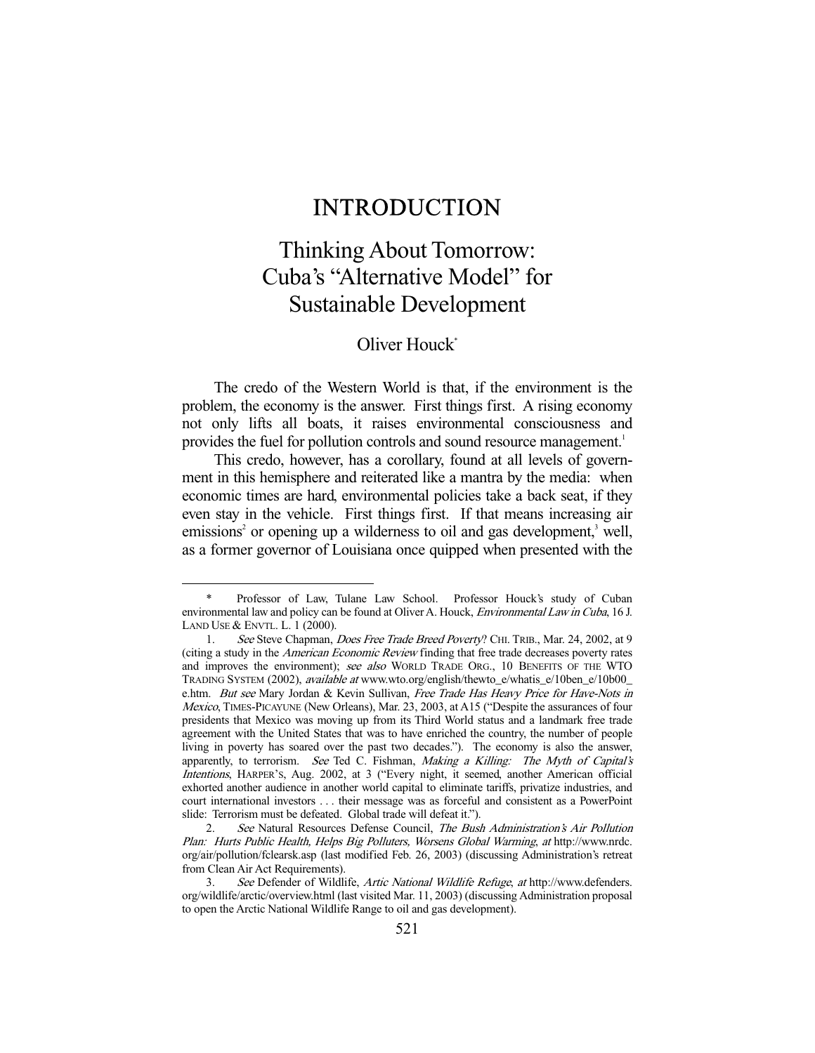# INTRODUCTION

## Thinking About Tomorrow: Cuba's "Alternative Model" for Sustainable Development

Oliver Houck*

The credo of the Western World is that, if the environment is the problem, the economy is the answer. First things first. A rising economy not only lifts all boats, it raises environmental consciousness and provides the fuel for pollution controls and sound resource management.[1]

This credo, however, has a corollary, found at all levels of government in this hemisphere and reiterated like a mantra by the media: when economic times are hard, environmental policies take a back seat, if they even stay in the vehicle. First things first. If that means increasing air emissions[2] or opening up a wilderness to oil and gas development,[3] well, as a former governor of Louisiana once quipped when presented with the

---

\* Professor of Law, Tulane Law School. Professor Houck's study of Cuban environmental law and policy can be found at Oliver A. Houck, *Environmental Law in Cuba*, 16 J. LAND USE & ENVTL. L. 1 (2000).

1. *See* Steve Chapman, *Does Free Trade Breed Poverty*? CHI. TRIB., Mar. 24, 2002, at 9 (citing a study in the *American Economic Review* finding that free trade decreases poverty rates and improves the environment); *see also* WORLD TRADE ORG., 10 BENEFITS OF THE WTO TRADING SYSTEM (2002), *available at* www.wto.org/english/thewto_e/whatis_e/10ben_e/10b00_e.htm. *But see* Mary Jordan & Kevin Sullivan, *Free Trade Has Heavy Price for Have-Nots in Mexico*, TIMES-PICAYUNE (New Orleans), Mar. 23, 2003, at A15 ("Despite the assurances of four presidents that Mexico was moving up from its Third World status and a landmark free trade agreement with the United States that was to have enriched the country, the number of people living in poverty has soared over the past two decades."). The economy is also the answer, apparently, to terrorism. *See* Ted C. Fishman, *Making a Killing: The Myth of Capital's Intentions*, HARPER'S, Aug. 2002, at 3 ("Every night, it seemed, another American official exhorted another audience in another world capital to eliminate tariffs, privatize industries, and court international investors . . . their message was as forceful and consistent as a PowerPoint slide: Terrorism must be defeated. Global trade will defeat it.").

2. *See* Natural Resources Defense Council, *The Bush Administration's Air Pollution Plan: Hurts Public Health, Helps Big Polluters, Worsens Global Warming*, *at* http://www.nrdc.org/air/pollution/fclearsk.asp (last modified Feb. 26, 2003) (discussing Administration's retreat from Clean Air Act Requirements).

3. *See* Defender of Wildlife, *Artic National Wildlife Refuge*, *at* http://www.defenders.org/wildlife/arctic/overview.html (last visited Mar. 11, 2003) (discussing Administration proposal to open the Arctic National Wildlife Range to oil and gas development).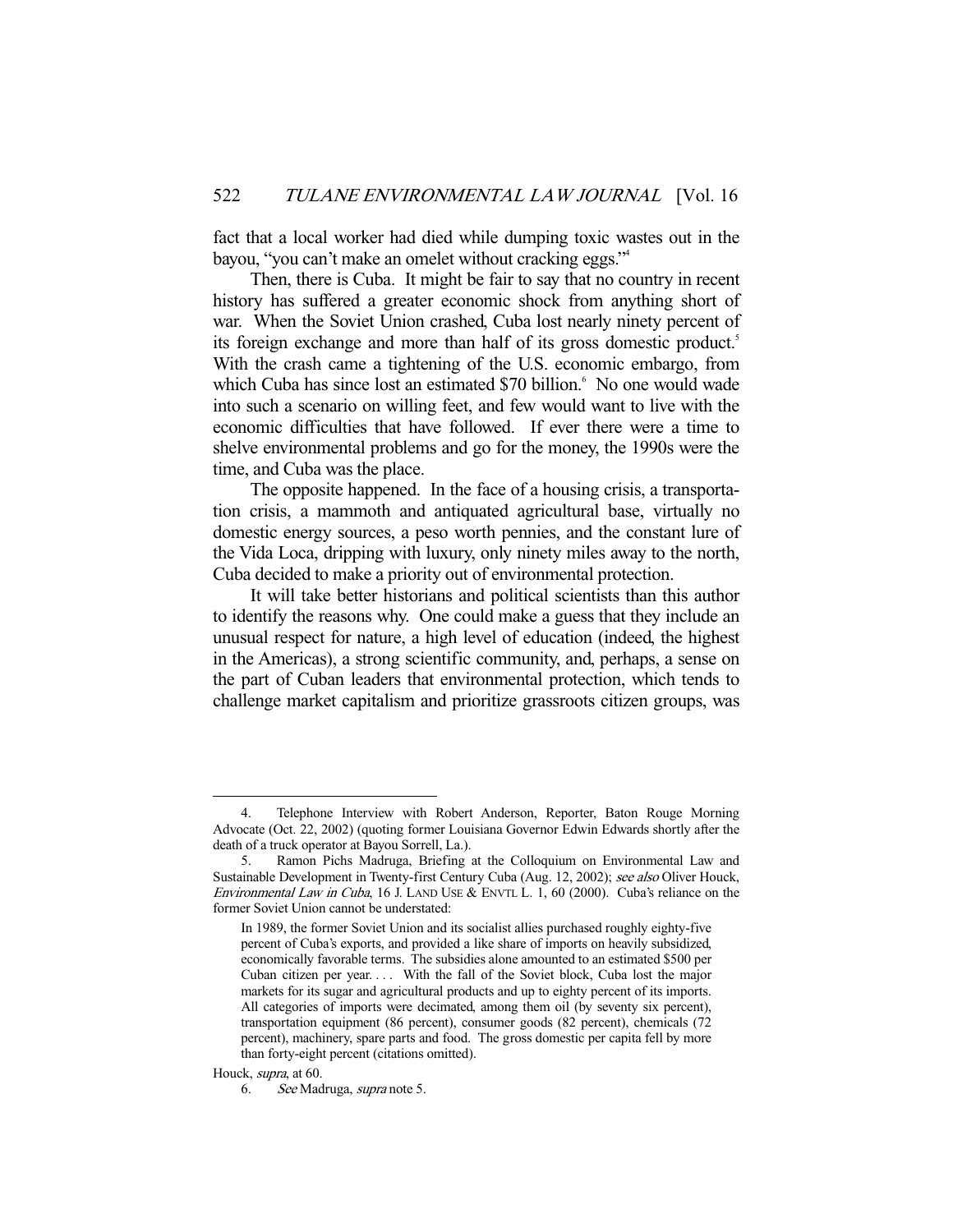fact that a local worker had died while dumping toxic wastes out in the bayou, "you can't make an omelet without cracking eggs."[4]

Then, there is Cuba. It might be fair to say that no country in recent history has suffered a greater economic shock from anything short of war. When the Soviet Union crashed, Cuba lost nearly ninety percent of its foreign exchange and more than half of its gross domestic product.[5] With the crash came a tightening of the U.S. economic embargo, from which Cuba has since lost an estimated \$70 billion.[6] No one would wade into such a scenario on willing feet, and few would want to live with the economic difficulties that have followed. If ever there were a time to shelve environmental problems and go for the money, the 1990s were the time, and Cuba was the place.

The opposite happened. In the face of a housing crisis, a transportation crisis, a mammoth and antiquated agricultural base, virtually no domestic energy sources, a peso worth pennies, and the constant lure of the Vida Loca, dripping with luxury, only ninety miles away to the north, Cuba decided to make a priority out of environmental protection.

It will take better historians and political scientists than this author to identify the reasons why. One could make a guess that they include an unusual respect for nature, a high level of education (indeed, the highest in the Americas), a strong scientific community, and, perhaps, a sense on the part of Cuban leaders that environmental protection, which tends to challenge market capitalism and prioritize grassroots citizen groups, was

---

4. Telephone Interview with Robert Anderson, Reporter, Baton Rouge Morning Advocate (Oct. 22, 2002) (quoting former Louisiana Governor Edwin Edwards shortly after the death of a truck operator at Bayou Sorrell, La.).

5. Ramon Pichs Madruga, Briefing at the Colloquium on Environmental Law and Sustainable Development in Twenty-first Century Cuba (Aug. 12, 2002); *see also* Oliver Houck, *Environmental Law in Cuba*, 16 J. LAND USE & ENVTL L. 1, 60 (2000). Cuba's reliance on the former Soviet Union cannot be understated:

> In 1989, the former Soviet Union and its socialist allies purchased roughly eighty-five percent of Cuba's exports, and provided a like share of imports on heavily subsidized, economically favorable terms. The subsidies alone amounted to an estimated \$500 per Cuban citizen per year. . . . With the fall of the Soviet block, Cuba lost the major markets for its sugar and agricultural products and up to eighty percent of its imports. All categories of imports were decimated, among them oil (by seventy six percent), transportation equipment (86 percent), consumer goods (82 percent), chemicals (72 percent), machinery, spare parts and food. The gross domestic per capita fell by more than forty-eight percent (citations omitted).

Houck, *supra*, at 60.

6. *See* Madruga, *supra* note 5.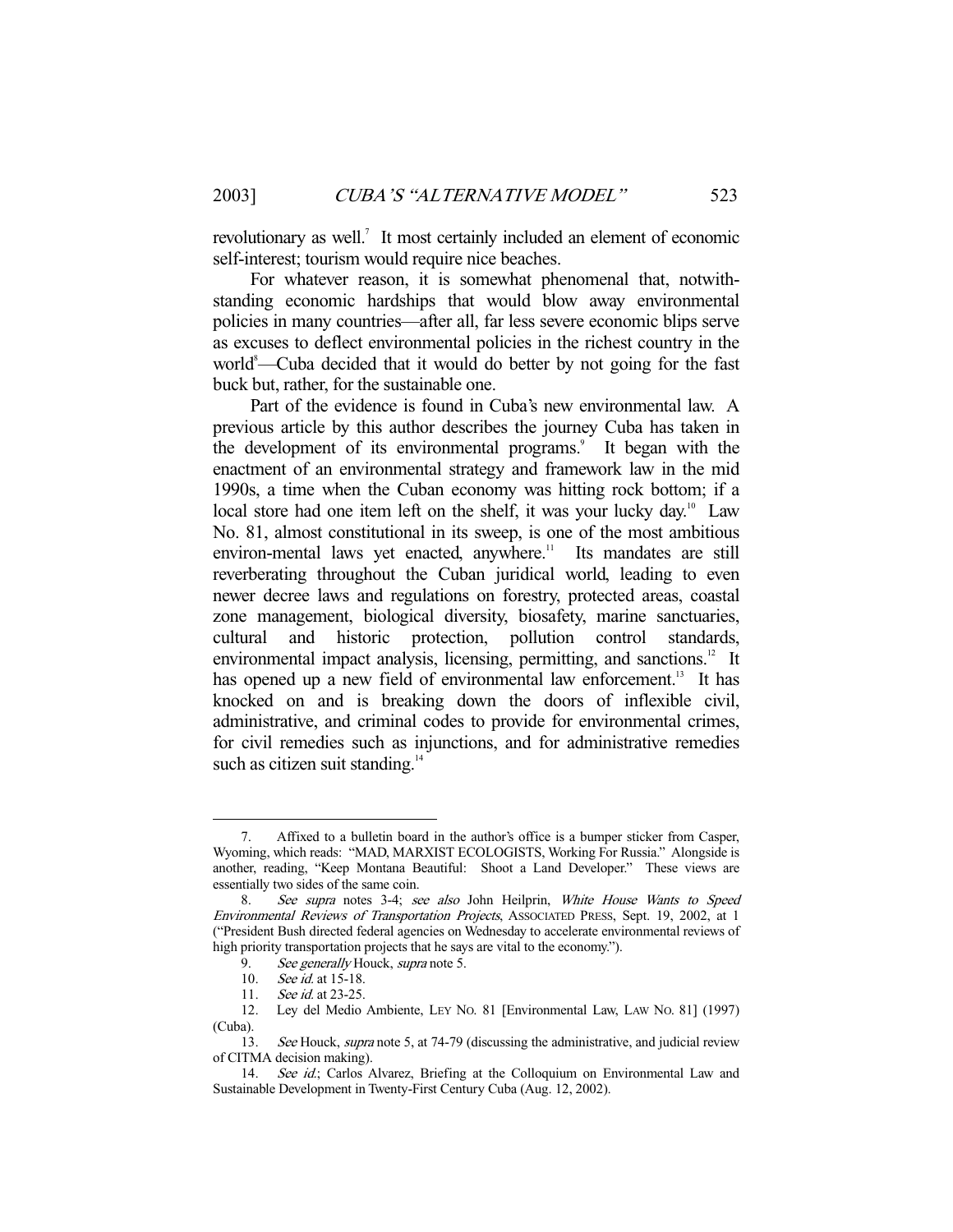revolutionary as well.[7] It most certainly included an element of economic self-interest; tourism would require nice beaches.

For whatever reason, it is somewhat phenomenal that, notwithstanding economic hardships that would blow away environmental policies in many countries—after all, far less severe economic blips serve as excuses to deflect environmental policies in the richest country in the world[8]—Cuba decided that it would do better by not going for the fast buck but, rather, for the sustainable one.

Part of the evidence is found in Cuba's new environmental law. A previous article by this author describes the journey Cuba has taken in the development of its environmental programs.[9] It began with the enactment of an environmental strategy and framework law in the mid 1990s, a time when the Cuban economy was hitting rock bottom; if a local store had one item left on the shelf, it was your lucky day.[10] Law No. 81, almost constitutional in its sweep, is one of the most ambitious environ-mental laws yet enacted, anywhere.[11] Its mandates are still reverberating throughout the Cuban juridical world, leading to even newer decree laws and regulations on forestry, protected areas, coastal zone management, biological diversity, biosafety, marine sanctuaries, cultural and historic protection, pollution control standards, environmental impact analysis, licensing, permitting, and sanctions.[12] It has opened up a new field of environmental law enforcement.[13] It has knocked on and is breaking down the doors of inflexible civil, administrative, and criminal codes to provide for environmental crimes, for civil remedies such as injunctions, and for administrative remedies such as citizen suit standing.[14]

---

7. Affixed to a bulletin board in the author's office is a bumper sticker from Casper, Wyoming, which reads: "MAD, MARXIST ECOLOGISTS, Working For Russia." Alongside is another, reading, "Keep Montana Beautiful: Shoot a Land Developer." These views are essentially two sides of the same coin.

8. *See supra* notes 3-4; *see also* John Heilprin, *White House Wants to Speed Environmental Reviews of Transportation Projects*, ASSOCIATED PRESS, Sept. 19, 2002, at 1 ("President Bush directed federal agencies on Wednesday to accelerate environmental reviews of high priority transportation projects that he says are vital to the economy.").

9. *See generally* Houck, *supra* note 5.

10. *See id.* at 15-18.

11. *See id.* at 23-25.

12. Ley del Medio Ambiente, LEY NO. 81 [Environmental Law, LAW NO. 81] (1997) (Cuba).

13. *See* Houck, *supra* note 5, at 74-79 (discussing the administrative, and judicial review of CITMA decision making).

14. *See id.*; Carlos Alvarez, Briefing at the Colloquium on Environmental Law and Sustainable Development in Twenty-First Century Cuba (Aug. 12, 2002).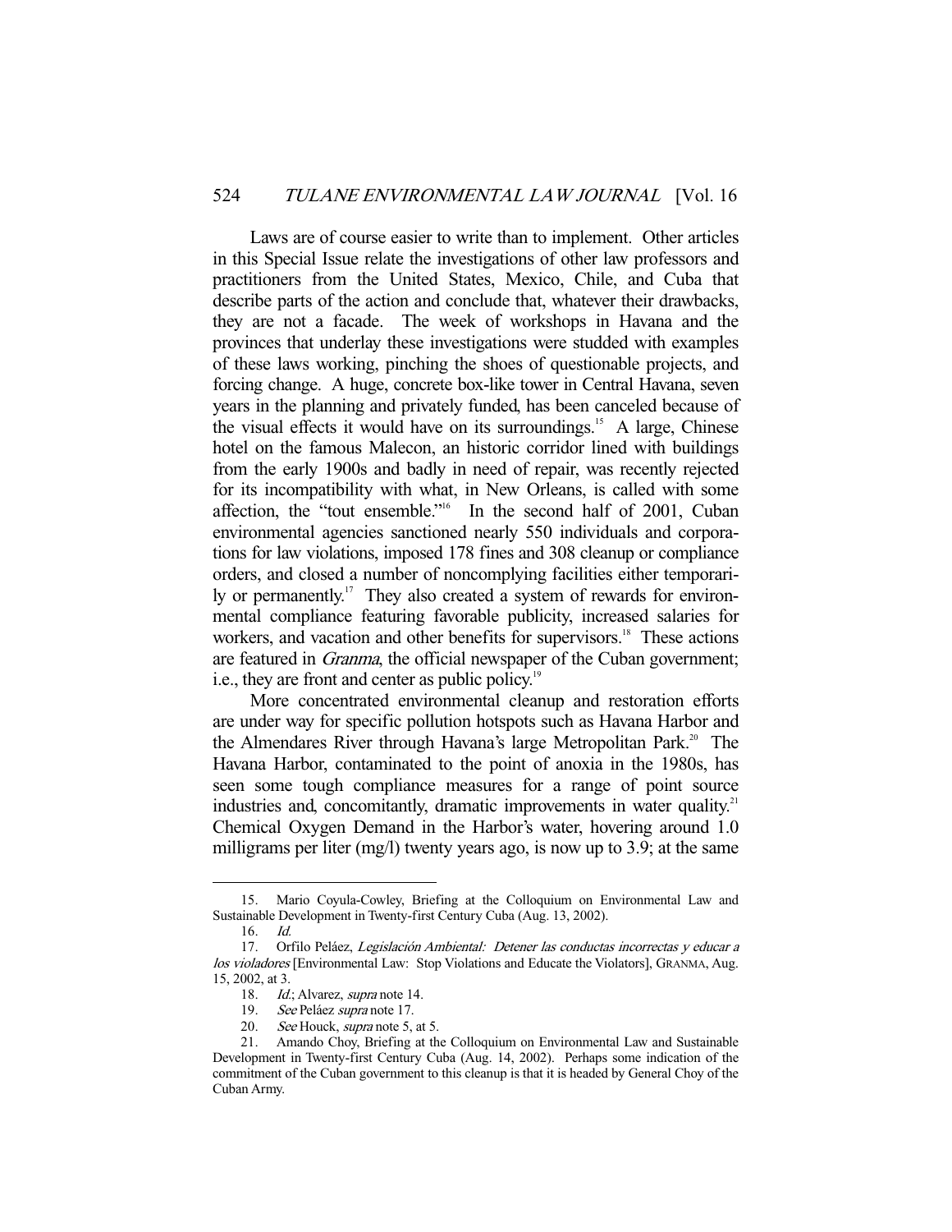Laws are of course easier to write than to implement. Other articles in this Special Issue relate the investigations of other law professors and practitioners from the United States, Mexico, Chile, and Cuba that describe parts of the action and conclude that, whatever their drawbacks, they are not a facade. The week of workshops in Havana and the provinces that underlay these investigations were studded with examples of these laws working, pinching the shoes of questionable projects, and forcing change. A huge, concrete box-like tower in Central Havana, seven years in the planning and privately funded, has been canceled because of the visual effects it would have on its surroundings.[15] A large, Chinese hotel on the famous Malecon, an historic corridor lined with buildings from the early 1900s and badly in need of repair, was recently rejected for its incompatibility with what, in New Orleans, is called with some affection, the "tout ensemble."[16] In the second half of 2001, Cuban environmental agencies sanctioned nearly 550 individuals and corporations for law violations, imposed 178 fines and 308 cleanup or compliance orders, and closed a number of noncomplying facilities either temporarily or permanently.[17] They also created a system of rewards for environmental compliance featuring favorable publicity, increased salaries for workers, and vacation and other benefits for supervisors.[18] These actions are featured in *Granma*, the official newspaper of the Cuban government; i.e., they are front and center as public policy.[19]

More concentrated environmental cleanup and restoration efforts are under way for specific pollution hotspots such as Havana Harbor and the Almendares River through Havana's large Metropolitan Park.[20] The Havana Harbor, contaminated to the point of anoxia in the 1980s, has seen some tough compliance measures for a range of point source industries and, concomitantly, dramatic improvements in water quality.[21] Chemical Oxygen Demand in the Harbor's water, hovering around 1.0 milligrams per liter (mg/l) twenty years ago, is now up to 3.9; at the same

---

15. Mario Coyula-Cowley, Briefing at the Colloquium on Environmental Law and Sustainable Development in Twenty-first Century Cuba (Aug. 13, 2002).

16. *Id.*

17. Orfilo Peláez, *Legislación Ambiental: Detener las conductas incorrectas y educar a los violadores* [Environmental Law: Stop Violations and Educate the Violators], GRANMA, Aug. 15, 2002, at 3.

18. *Id.*; Alvarez, *supra* note 14.

19. *See* Peláez *supra* note 17.

20. *See* Houck, *supra* note 5, at 5.

21. Amando Choy, Briefing at the Colloquium on Environmental Law and Sustainable Development in Twenty-first Century Cuba (Aug. 14, 2002). Perhaps some indication of the commitment of the Cuban government to this cleanup is that it is headed by General Choy of the Cuban Army.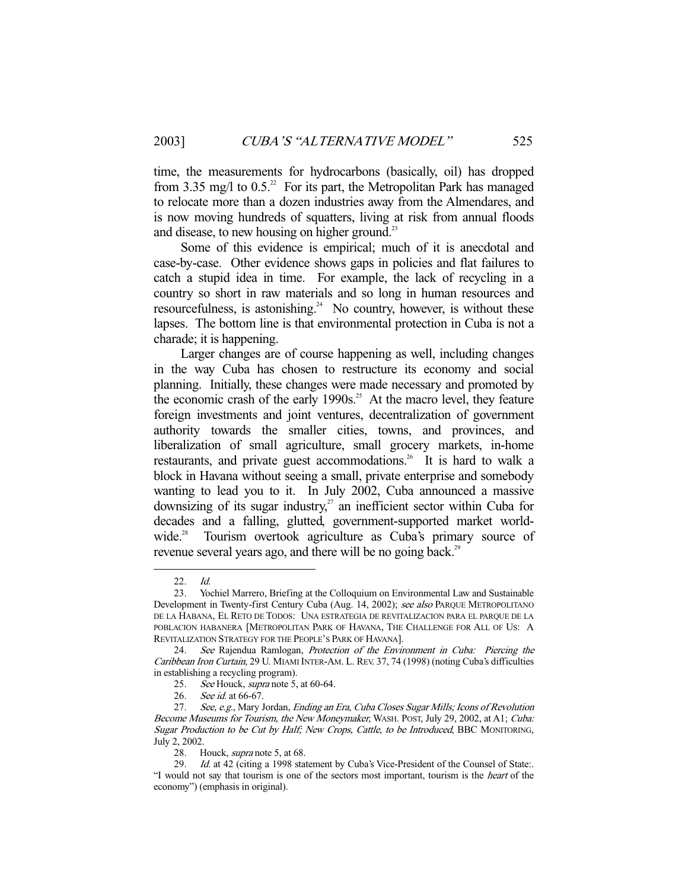time, the measurements for hydrocarbons (basically, oil) has dropped from 3.35 mg/l to 0.5.[22] For its part, the Metropolitan Park has managed to relocate more than a dozen industries away from the Almendares, and is now moving hundreds of squatters, living at risk from annual floods and disease, to new housing on higher ground.[23]

Some of this evidence is empirical; much of it is anecdotal and case-by-case. Other evidence shows gaps in policies and flat failures to catch a stupid idea in time. For example, the lack of recycling in a country so short in raw materials and so long in human resources and resourcefulness, is astonishing.[24] No country, however, is without these lapses. The bottom line is that environmental protection in Cuba is not a charade; it is happening.

Larger changes are of course happening as well, including changes in the way Cuba has chosen to restructure its economy and social planning. Initially, these changes were made necessary and promoted by the economic crash of the early 1990s.[25] At the macro level, they feature foreign investments and joint ventures, decentralization of government authority towards the smaller cities, towns, and provinces, and liberalization of small agriculture, small grocery markets, in-home restaurants, and private guest accommodations.[26] It is hard to walk a block in Havana without seeing a small, private enterprise and somebody wanting to lead you to it. In July 2002, Cuba announced a massive downsizing of its sugar industry,[27] an inefficient sector within Cuba for decades and a falling, glutted, government-supported market world-wide.[28] Tourism overtook agriculture as Cuba's primary source of revenue several years ago, and there will be no going back.[29]

---

22. *Id.*

23. Yochiel Marrero, Briefing at the Colloquium on Environmental Law and Sustainable Development in Twenty-first Century Cuba (Aug. 14, 2002); *see also* PARQUE METROPOLITANO DE LA HABANA, EL RETO DE TODOS: UNA ESTRATEGIA DE REVITALIZACION PARA EL PARQUE DE LA POBLACION HABANERA [METROPOLITAN PARK OF HAVANA, THE CHALLENGE FOR ALL OF US: A REVITALIZATION STRATEGY FOR THE PEOPLE'S PARK OF HAVANA].

24. *See* Rajendua Ramlogan, *Protection of the Environment in Cuba: Piercing the Caribbean Iron Curtain*, 29 U. MIAMI INTER-AM. L. REV. 37, 74 (1998) (noting Cuba's difficulties in establishing a recycling program).

25. *See* Houck, *supra* note 5, at 60-64.

26. *See id.* at 66-67.

27. *See, e.g.*, Mary Jordan, *Ending an Era, Cuba Closes Sugar Mills; Icons of Revolution Become Museums for Tourism, the New Moneymaker*, WASH. POST, July 29, 2002, at A1; *Cuba: Sugar Production to be Cut by Half; New Crops, Cattle, to be Introduced*, BBC MONITORING, July 2, 2002.

28. Houck, *supra* note 5, at 68.

29. *Id.* at 42 (citing a 1998 statement by Cuba's Vice-President of the Counsel of State:. "I would not say that tourism is one of the sectors most important, tourism is the *heart* of the economy") (emphasis in original).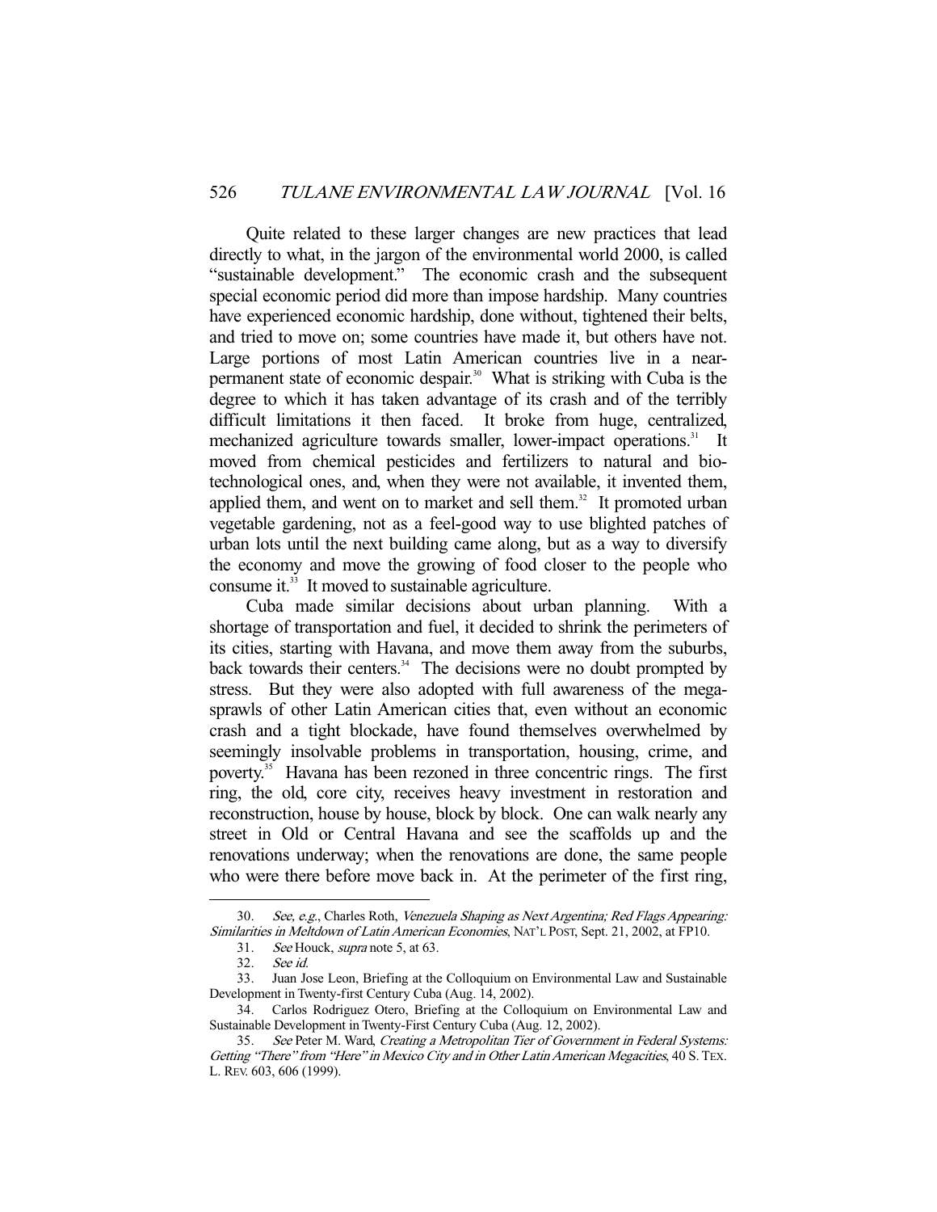Quite related to these larger changes are new practices that lead directly to what, in the jargon of the environmental world 2000, is called "sustainable development." The economic crash and the subsequent special economic period did more than impose hardship. Many countries have experienced economic hardship, done without, tightened their belts, and tried to move on; some countries have made it, but others have not. Large portions of most Latin American countries live in a near-permanent state of economic despair.[30] What is striking with Cuba is the degree to which it has taken advantage of its crash and of the terribly difficult limitations it then faced. It broke from huge, centralized, mechanized agriculture towards smaller, lower-impact operations.[31] It moved from chemical pesticides and fertilizers to natural and bio-technological ones, and, when they were not available, it invented them, applied them, and went on to market and sell them.[32] It promoted urban vegetable gardening, not as a feel-good way to use blighted patches of urban lots until the next building came along, but as a way to diversify the economy and move the growing of food closer to the people who consume it.[33] It moved to sustainable agriculture.

Cuba made similar decisions about urban planning. With a shortage of transportation and fuel, it decided to shrink the perimeters of its cities, starting with Havana, and move them away from the suburbs, back towards their centers.[34] The decisions were no doubt prompted by stress. But they were also adopted with full awareness of the mega-sprawls of other Latin American cities that, even without an economic crash and a tight blockade, have found themselves overwhelmed by seemingly insolvable problems in transportation, housing, crime, and poverty.[35] Havana has been rezoned in three concentric rings. The first ring, the old, core city, receives heavy investment in restoration and reconstruction, house by house, block by block. One can walk nearly any street in Old or Central Havana and see the scaffolds up and the renovations underway; when the renovations are done, the same people who were there before move back in. At the perimeter of the first ring,

---

30. *See, e.g.*, Charles Roth, *Venezuela Shaping as Next Argentina; Red Flags Appearing: Similarities in Meltdown of Latin American Economies*, NAT'L POST, Sept. 21, 2002, at FP10.

31. *See* Houck, *supra* note 5, at 63.

32. *See id.*

33. Juan Jose Leon, Briefing at the Colloquium on Environmental Law and Sustainable Development in Twenty-first Century Cuba (Aug. 14, 2002).

34. Carlos Rodriguez Otero, Briefing at the Colloquium on Environmental Law and Sustainable Development in Twenty-First Century Cuba (Aug. 12, 2002).

35. *See* Peter M. Ward, *Creating a Metropolitan Tier of Government in Federal Systems: Getting "There" from "Here" in Mexico City and in Other Latin American Megacities*, 40 S. TEX. L. REV. 603, 606 (1999).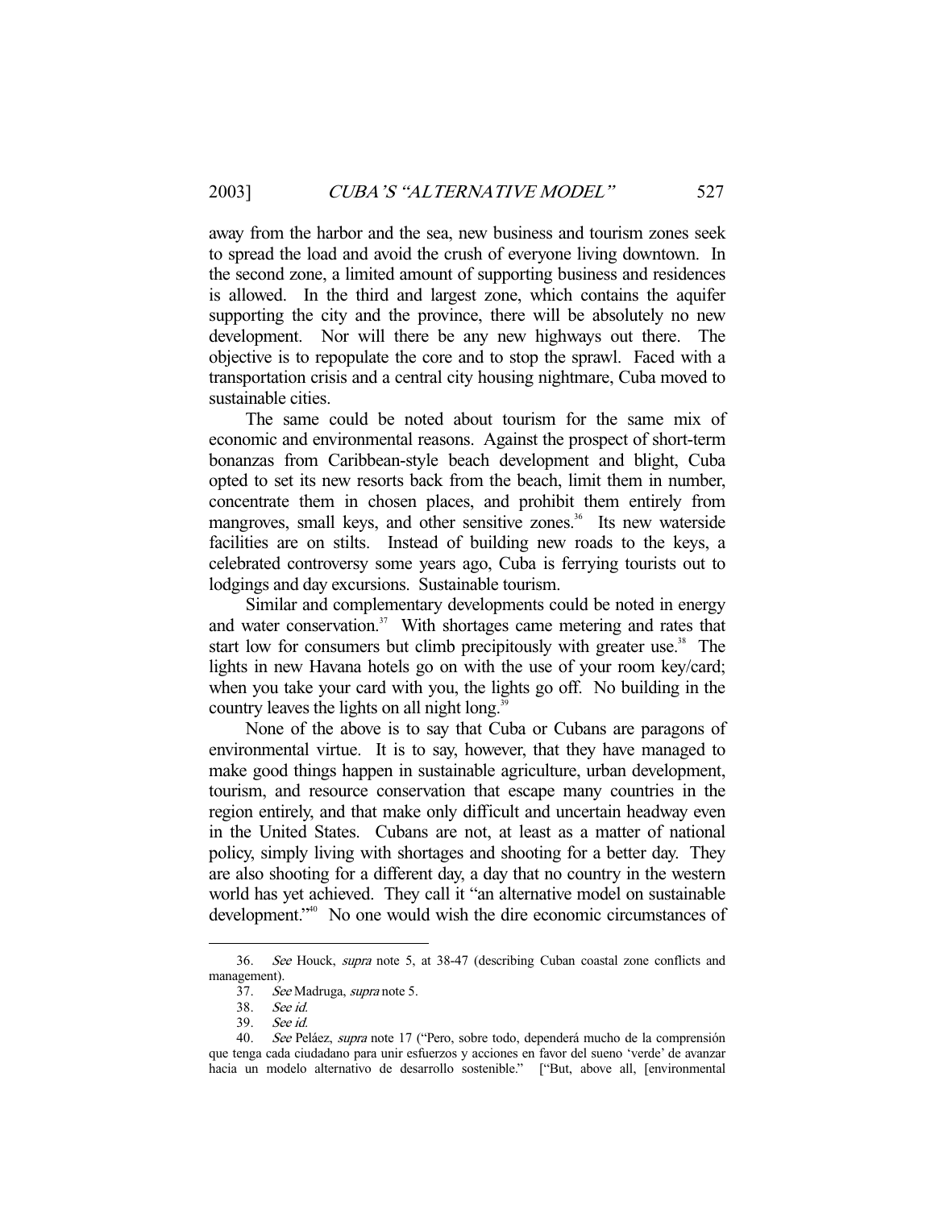away from the harbor and the sea, new business and tourism zones seek to spread the load and avoid the crush of everyone living downtown. In the second zone, a limited amount of supporting business and residences is allowed. In the third and largest zone, which contains the aquifer supporting the city and the province, there will be absolutely no new development. Nor will there be any new highways out there. The objective is to repopulate the core and to stop the sprawl. Faced with a transportation crisis and a central city housing nightmare, Cuba moved to sustainable cities.

The same could be noted about tourism for the same mix of economic and environmental reasons. Against the prospect of short-term bonanzas from Caribbean-style beach development and blight, Cuba opted to set its new resorts back from the beach, limit them in number, concentrate them in chosen places, and prohibit them entirely from mangroves, small keys, and other sensitive zones.[36] Its new waterside facilities are on stilts. Instead of building new roads to the keys, a celebrated controversy some years ago, Cuba is ferrying tourists out to lodgings and day excursions. Sustainable tourism.

Similar and complementary developments could be noted in energy and water conservation.[37] With shortages came metering and rates that start low for consumers but climb precipitously with greater use.[38] The lights in new Havana hotels go on with the use of your room key/card; when you take your card with you, the lights go off. No building in the country leaves the lights on all night long.[39]

None of the above is to say that Cuba or Cubans are paragons of environmental virtue. It is to say, however, that they have managed to make good things happen in sustainable agriculture, urban development, tourism, and resource conservation that escape many countries in the region entirely, and that make only difficult and uncertain headway even in the United States. Cubans are not, at least as a matter of national policy, simply living with shortages and shooting for a better day. They are also shooting for a different day, a day that no country in the western world has yet achieved. They call it "an alternative model on sustainable development."[40] No one would wish the dire economic circumstances of

---

36. *See* Houck, *supra* note 5, at 38-47 (describing Cuban coastal zone conflicts and management).

37. *See* Madruga, *supra* note 5.

38. *See id.*

39. *See id.*

40. *See* Peláez, *supra* note 17 ("Pero, sobre todo, dependerá mucho de la comprensión que tenga cada ciudadano para unir esfuerzos y acciones en favor del sueno 'verde' de avanzar hacia un modelo alternativo de desarrollo sostenible." ["But, above all, [environmental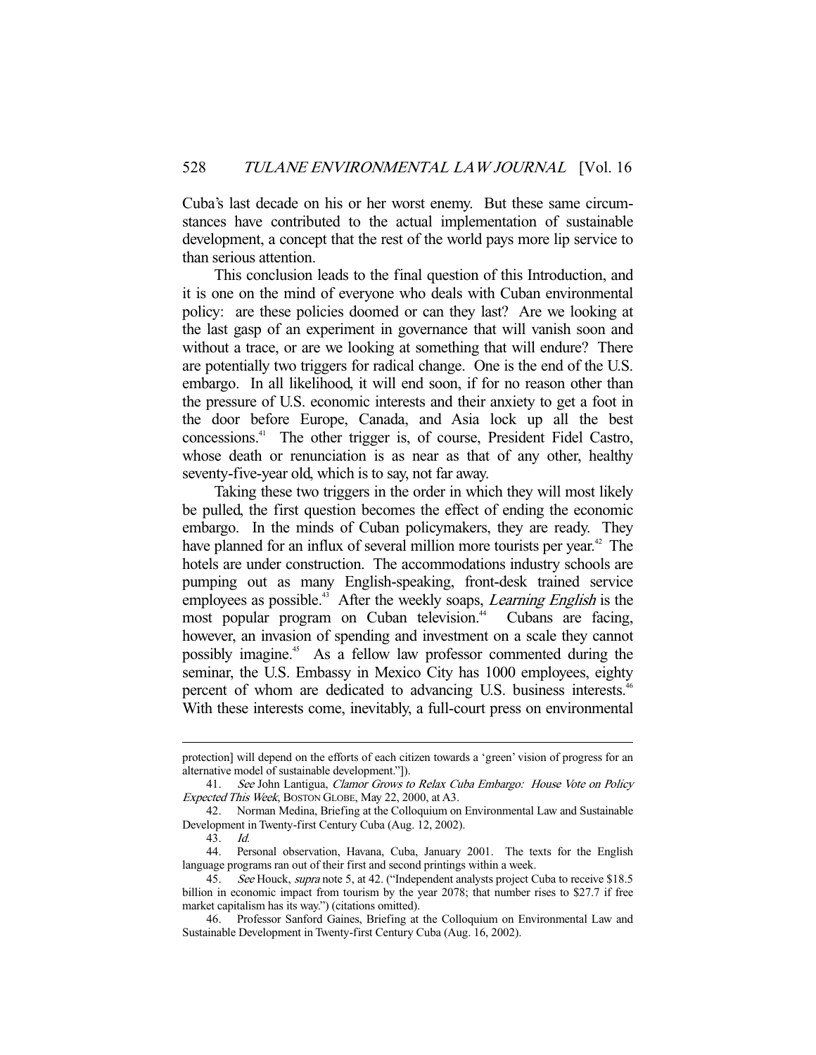Cuba's last decade on his or her worst enemy. But these same circumstances have contributed to the actual implementation of sustainable development, a concept that the rest of the world pays more lip service to than serious attention.

This conclusion leads to the final question of this Introduction, and it is one on the mind of everyone who deals with Cuban environmental policy: are these policies doomed or can they last? Are we looking at the last gasp of an experiment in governance that will vanish soon and without a trace, or are we looking at something that will endure? There are potentially two triggers for radical change. One is the end of the U.S. embargo. In all likelihood, it will end soon, if for no reason other than the pressure of U.S. economic interests and their anxiety to get a foot in the door before Europe, Canada, and Asia lock up all the best concessions.[41] The other trigger is, of course, President Fidel Castro, whose death or renunciation is as near as that of any other, healthy seventy-five-year old, which is to say, not far away.

Taking these two triggers in the order in which they will most likely be pulled, the first question becomes the effect of ending the economic embargo. In the minds of Cuban policymakers, they are ready. They have planned for an influx of several million more tourists per year.[42] The hotels are under construction. The accommodations industry schools are pumping out as many English-speaking, front-desk trained service employees as possible.[43] After the weekly soaps, *Learning English* is the most popular program on Cuban television.[44] Cubans are facing, however, an invasion of spending and investment on a scale they cannot possibly imagine.[45] As a fellow law professor commented during the seminar, the U.S. Embassy in Mexico City has 1000 employees, eighty percent of whom are dedicated to advancing U.S. business interests.[46] With these interests come, inevitably, a full-court press on environmental

---

protection] will depend on the efforts of each citizen towards a 'green' vision of progress for an alternative model of sustainable development."]).

41. *See* John Lantigua, *Clamor Grows to Relax Cuba Embargo: House Vote on Policy Expected This Week*, BOSTON GLOBE, May 22, 2000, at A3.

42. Norman Medina, Briefing at the Colloquium on Environmental Law and Sustainable Development in Twenty-first Century Cuba (Aug. 12, 2002).

43. *Id.*

44. Personal observation, Havana, Cuba, January 2001. The texts for the English language programs ran out of their first and second printings within a week.

45. *See* Houck, *supra* note 5, at 42. ("Independent analysts project Cuba to receive $18.5 billion in economic impact from tourism by the year 2078; that number rises to $27.7 if free market capitalism has its way.") (citations omitted).

46. Professor Sanford Gaines, Briefing at the Colloquium on Environmental Law and Sustainable Development in Twenty-first Century Cuba (Aug. 16, 2002).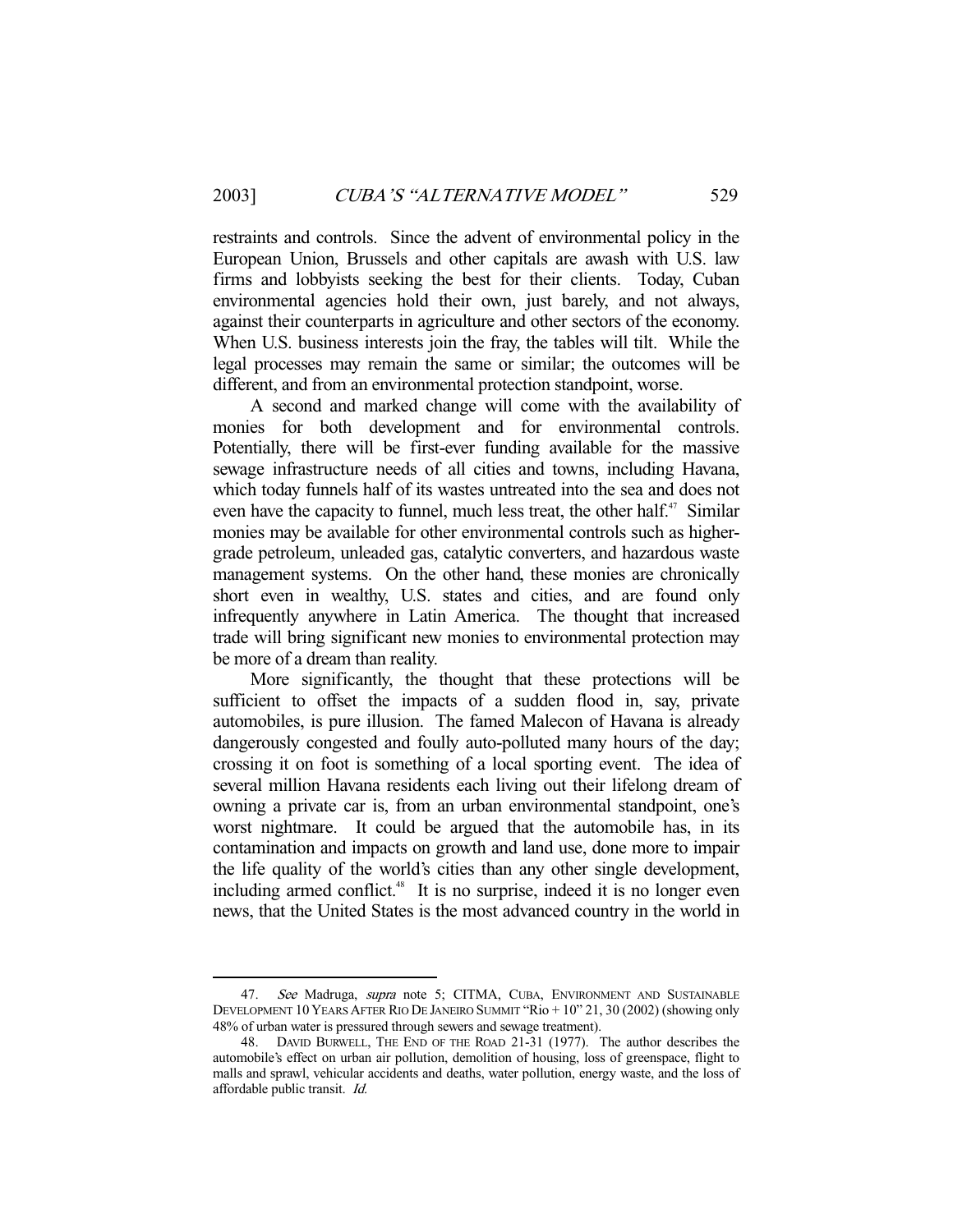restraints and controls. Since the advent of environmental policy in the European Union, Brussels and other capitals are awash with U.S. law firms and lobbyists seeking the best for their clients. Today, Cuban environmental agencies hold their own, just barely, and not always, against their counterparts in agriculture and other sectors of the economy. When U.S. business interests join the fray, the tables will tilt. While the legal processes may remain the same or similar; the outcomes will be different, and from an environmental protection standpoint, worse.

A second and marked change will come with the availability of monies for both development and for environmental controls. Potentially, there will be first-ever funding available for the massive sewage infrastructure needs of all cities and towns, including Havana, which today funnels half of its wastes untreated into the sea and does not even have the capacity to funnel, much less treat, the other half.[47] Similar monies may be available for other environmental controls such as higher-grade petroleum, unleaded gas, catalytic converters, and hazardous waste management systems. On the other hand, these monies are chronically short even in wealthy, U.S. states and cities, and are found only infrequently anywhere in Latin America. The thought that increased trade will bring significant new monies to environmental protection may be more of a dream than reality.

More significantly, the thought that these protections will be sufficient to offset the impacts of a sudden flood in, say, private automobiles, is pure illusion. The famed Malecon of Havana is already dangerously congested and foully auto-polluted many hours of the day; crossing it on foot is something of a local sporting event. The idea of several million Havana residents each living out their lifelong dream of owning a private car is, from an urban environmental standpoint, one's worst nightmare. It could be argued that the automobile has, in its contamination and impacts on growth and land use, done more to impair the life quality of the world's cities than any other single development, including armed conflict.[48] It is no surprise, indeed it is no longer even news, that the United States is the most advanced country in the world in

---

47. *See* Madruga, *supra* note 5; CITMA, CUBA, ENVIRONMENT AND SUSTAINABLE DEVELOPMENT 10 YEARS AFTER RIO DE JANEIRO SUMMIT "Rio + 10" 21, 30 (2002) (showing only 48% of urban water is pressured through sewers and sewage treatment).

48. DAVID BURWELL, THE END OF THE ROAD 21-31 (1977). The author describes the automobile's effect on urban air pollution, demolition of housing, loss of greenspace, flight to malls and sprawl, vehicular accidents and deaths, water pollution, energy waste, and the loss of affordable public transit. *Id.*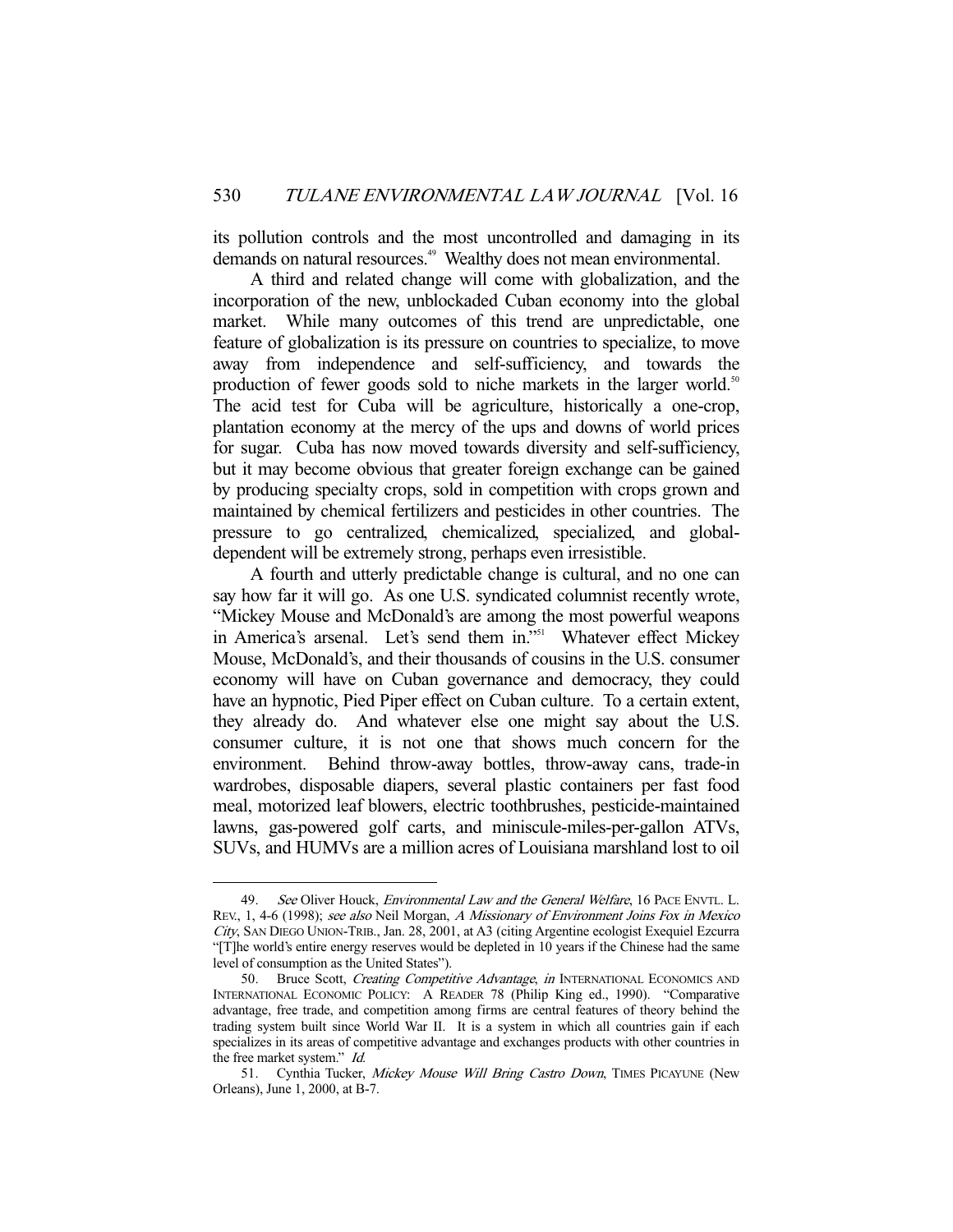its pollution controls and the most uncontrolled and damaging in its demands on natural resources.[49] Wealthy does not mean environmental.

A third and related change will come with globalization, and the incorporation of the new, unblockaded Cuban economy into the global market. While many outcomes of this trend are unpredictable, one feature of globalization is its pressure on countries to specialize, to move away from independence and self-sufficiency, and towards the production of fewer goods sold to niche markets in the larger world.[50] The acid test for Cuba will be agriculture, historically a one-crop, plantation economy at the mercy of the ups and downs of world prices for sugar. Cuba has now moved towards diversity and self-sufficiency, but it may become obvious that greater foreign exchange can be gained by producing specialty crops, sold in competition with crops grown and maintained by chemical fertilizers and pesticides in other countries. The pressure to go centralized, chemicalized, specialized, and global-dependent will be extremely strong, perhaps even irresistible.

A fourth and utterly predictable change is cultural, and no one can say how far it will go. As one U.S. syndicated columnist recently wrote, "Mickey Mouse and McDonald's are among the most powerful weapons in America's arsenal. Let's send them in."[51] Whatever effect Mickey Mouse, McDonald's, and their thousands of cousins in the U.S. consumer economy will have on Cuban governance and democracy, they could have an hypnotic, Pied Piper effect on Cuban culture. To a certain extent, they already do. And whatever else one might say about the U.S. consumer culture, it is not one that shows much concern for the environment. Behind throw-away bottles, throw-away cans, trade-in wardrobes, disposable diapers, several plastic containers per fast food meal, motorized leaf blowers, electric toothbrushes, pesticide-maintained lawns, gas-powered golf carts, and miniscule-miles-per-gallon ATVs, SUVs, and HUMVs are a million acres of Louisiana marshland lost to oil

---

49. *See* Oliver Houck, *Environmental Law and the General Welfare*, 16 PACE ENVTL. L. REV., 1, 4-6 (1998); *see also* Neil Morgan, *A Missionary of Environment Joins Fox in Mexico City*, SAN DIEGO UNION-TRIB., Jan. 28, 2001, at A3 (citing Argentine ecologist Exequiel Ezcurra "[T]he world's entire energy reserves would be depleted in 10 years if the Chinese had the same level of consumption as the United States").

50. Bruce Scott, *Creating Competitive Advantage*, *in* INTERNATIONAL ECONOMICS AND INTERNATIONAL ECONOMIC POLICY: A READER 78 (Philip King ed., 1990). "Comparative advantage, free trade, and competition among firms are central features of theory behind the trading system built since World War II. It is a system in which all countries gain if each specializes in its areas of competitive advantage and exchanges products with other countries in the free market system." *Id.*

51. Cynthia Tucker, *Mickey Mouse Will Bring Castro Down*, TIMES PICAYUNE (New Orleans), June 1, 2000, at B-7.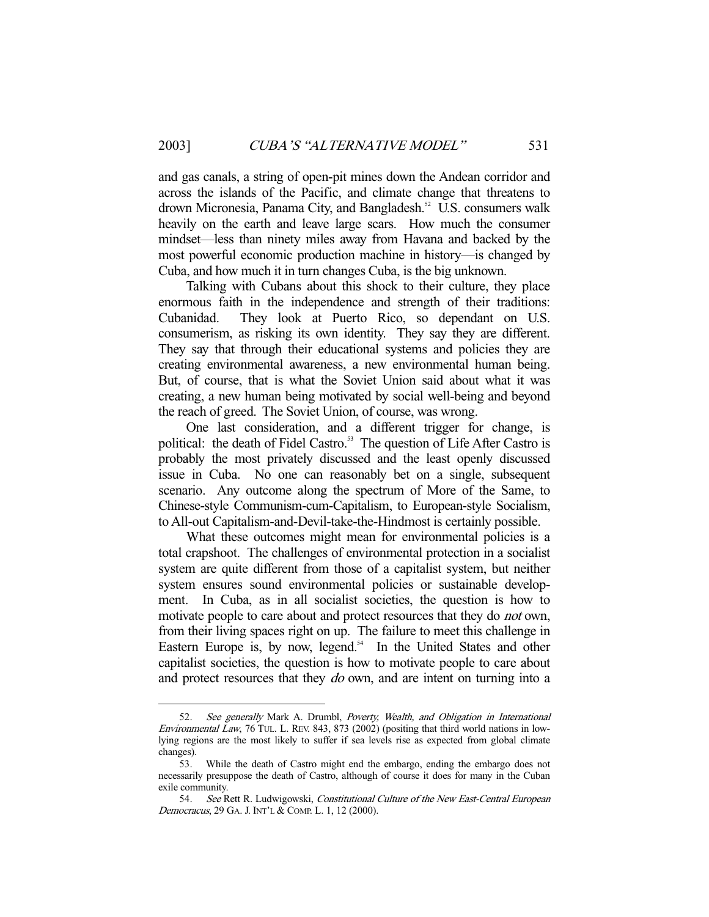and gas canals, a string of open-pit mines down the Andean corridor and across the islands of the Pacific, and climate change that threatens to drown Micronesia, Panama City, and Bangladesh.[52] U.S. consumers walk heavily on the earth and leave large scars. How much the consumer mindset—less than ninety miles away from Havana and backed by the most powerful economic production machine in history—is changed by Cuba, and how much it in turn changes Cuba, is the big unknown.

Talking with Cubans about this shock to their culture, they place enormous faith in the independence and strength of their traditions: Cubanidad. They look at Puerto Rico, so dependant on U.S. consumerism, as risking its own identity. They say they are different. They say that through their educational systems and policies they are creating environmental awareness, a new environmental human being. But, of course, that is what the Soviet Union said about what it was creating, a new human being motivated by social well-being and beyond the reach of greed. The Soviet Union, of course, was wrong.

One last consideration, and a different trigger for change, is political: the death of Fidel Castro.[53] The question of Life After Castro is probably the most privately discussed and the least openly discussed issue in Cuba. No one can reasonably bet on a single, subsequent scenario. Any outcome along the spectrum of More of the Same, to Chinese-style Communism-cum-Capitalism, to European-style Socialism, to All-out Capitalism-and-Devil-take-the-Hindmost is certainly possible.

What these outcomes might mean for environmental policies is a total crapshoot. The challenges of environmental protection in a socialist system are quite different from those of a capitalist system, but neither system ensures sound environmental policies or sustainable development. In Cuba, as in all socialist societies, the question is how to motivate people to care about and protect resources that they do *not* own, from their living spaces right on up. The failure to meet this challenge in Eastern Europe is, by now, legend.[54] In the United States and other capitalist societies, the question is how to motivate people to care about and protect resources that they *do* own, and are intent on turning into a

---

52. *See generally* Mark A. Drumbl, *Poverty, Wealth, and Obligation in International Environmental Law*, 76 TUL. L. REV. 843, 873 (2002) (positing that third world nations in low-lying regions are the most likely to suffer if sea levels rise as expected from global climate changes).

53. While the death of Castro might end the embargo, ending the embargo does not necessarily presuppose the death of Castro, although of course it does for many in the Cuban exile community.

54. *See* Rett R. Ludwigowski, *Constitutional Culture of the New East-Central European Democracus*, 29 GA. J. INT'L & COMP. L. 1, 12 (2000).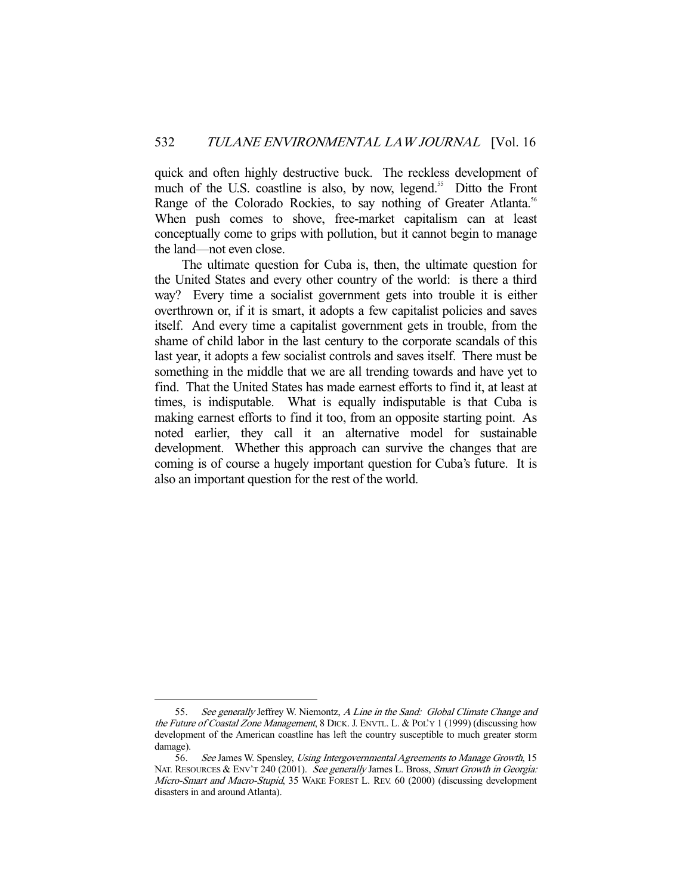quick and often highly destructive buck. The reckless development of much of the U.S. coastline is also, by now, legend.[55] Ditto the Front Range of the Colorado Rockies, to say nothing of Greater Atlanta.[56] When push comes to shove, free-market capitalism can at least conceptually come to grips with pollution, but it cannot begin to manage the land—not even close.

The ultimate question for Cuba is, then, the ultimate question for the United States and every other country of the world: is there a third way? Every time a socialist government gets into trouble it is either overthrown or, if it is smart, it adopts a few capitalist policies and saves itself. And every time a capitalist government gets in trouble, from the shame of child labor in the last century to the corporate scandals of this last year, it adopts a few socialist controls and saves itself. There must be something in the middle that we are all trending towards and have yet to find. That the United States has made earnest efforts to find it, at least at times, is indisputable. What is equally indisputable is that Cuba is making earnest efforts to find it too, from an opposite starting point. As noted earlier, they call it an alternative model for sustainable development. Whether this approach can survive the changes that are coming is of course a hugely important question for Cuba's future. It is also an important question for the rest of the world.

---

55. *See generally* Jeffrey W. Niemontz, *A Line in the Sand: Global Climate Change and the Future of Coastal Zone Management*, 8 DICK. J. ENVTL. L. & POL'Y 1 (1999) (discussing how development of the American coastline has left the country susceptible to much greater storm damage).

56. *See* James W. Spensley, *Using Intergovernmental Agreements to Manage Growth*, 15 NAT. RESOURCES & ENV'T 240 (2001). *See generally* James L. Bross, *Smart Growth in Georgia: Micro-Smart and Macro-Stupid*, 35 WAKE FOREST L. REV. 60 (2000) (discussing development disasters in and around Atlanta).